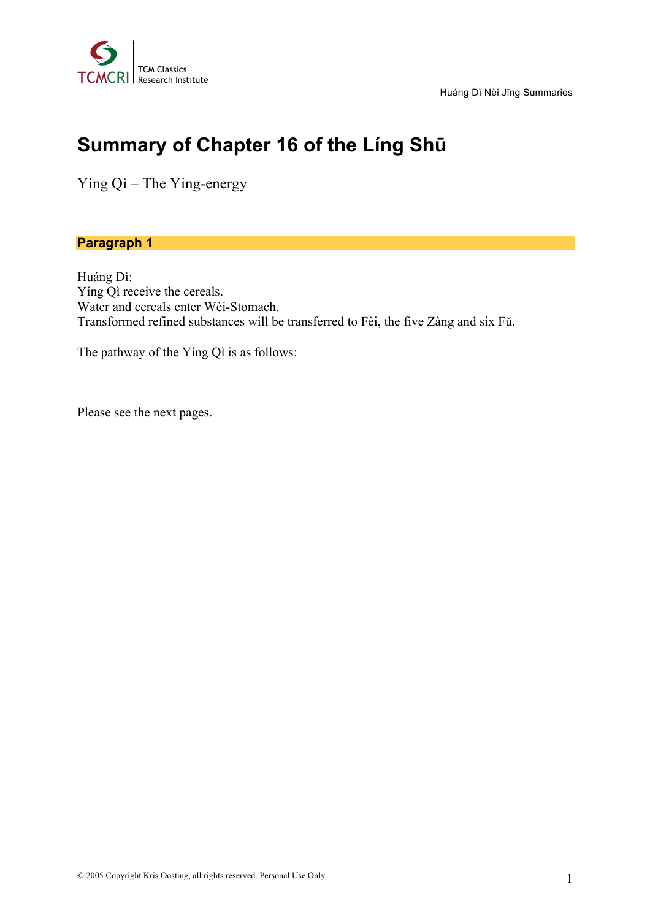# Summary of Chapter 16 of the Líng Shū

Yíng Qì – The Ying-energy

## Paragraph 1

Huáng Dì:
Yíng Qì receive the cereals.
Water and cereals enter Wèi-Stomach.
Transformed refined substances will be transferred to Fèi, the five Zàng and six Fŭ.

The pathway of the Yíng Qì is as follows:

Please see the next pages.

© 2005 Copyright Kris Oosting, all rights reserved. Personal Use Only.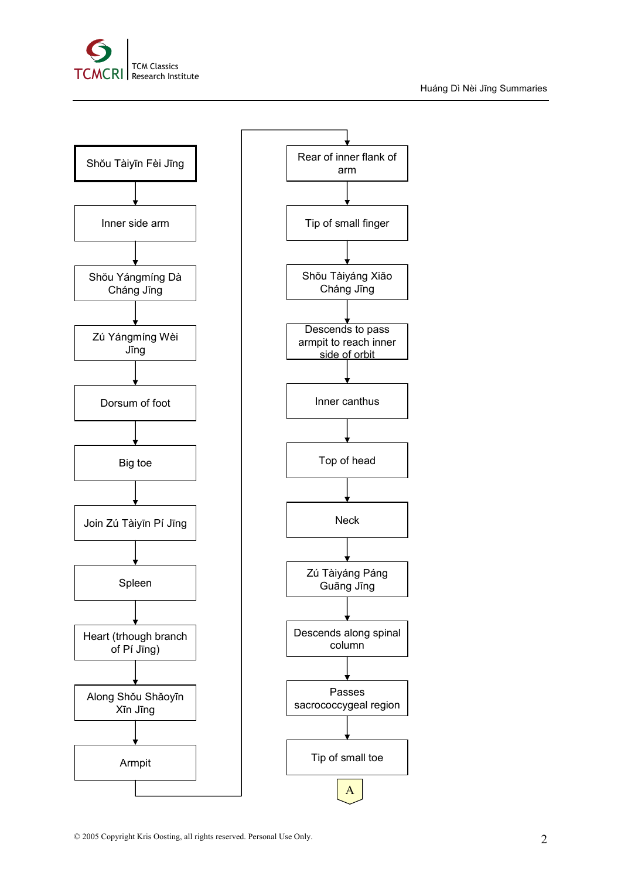Shǒu Tàiyīn Fèi Jīng

Inner side arm

Shǒu Yángmíng Dà Cháng Jīng

Zú Yángmíng Wèi Jīng

Dorsum of foot

Big toe

Join Zú Tàiyīn Pí Jīng

Spleen

Heart (trhough branch of Pí Jīng)

Along Shǒu Shǎoyīn Xīn Jīng

Armpit

Rear of inner flank of arm

Tip of small finger

Shǒu Tàiyáng Xiǎo Cháng Jīng

Descends to pass armpit to reach inner side of orbit

Inner canthus

Top of head

Neck

Zú Tàiyáng Páng Guāng Jīng

Descends along spinal column

Passes sacrococcygeal region

Tip of small toe

A

© 2005 Copyright Kris Oosting, all rights reserved. Personal Use Only.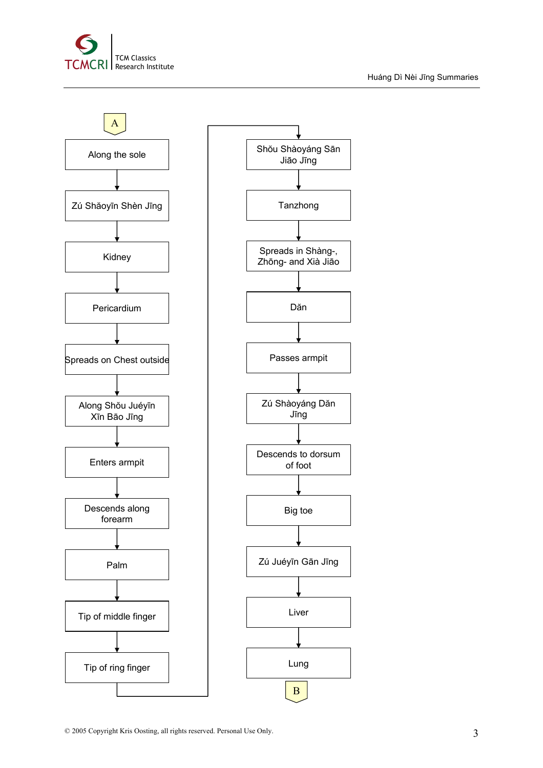A

Along the sole

Zú Shǎoyīn Shèn Jīng

Kidney

Pericardium

Spreads on Chest outside

Along Shǒu Juéyīn Xīn Bāo Jīng

Enters armpit

Descends along forearm

Palm

Tip of middle finger

Tip of ring finger

Shǒu Shàoyáng Sān Jiāo Jīng

Tanzhong

Spreads in Shàng-, Zhōng- and Xià Jiāo

Dǎn

Passes armpit

Zú Shàoyáng Dǎn Jīng

Descends to dorsum of foot

Big toe

Zú Juéyīn Gān Jīng

Liver

Lung

B

© 2005 Copyright Kris Oosting, all rights reserved. Personal Use Only.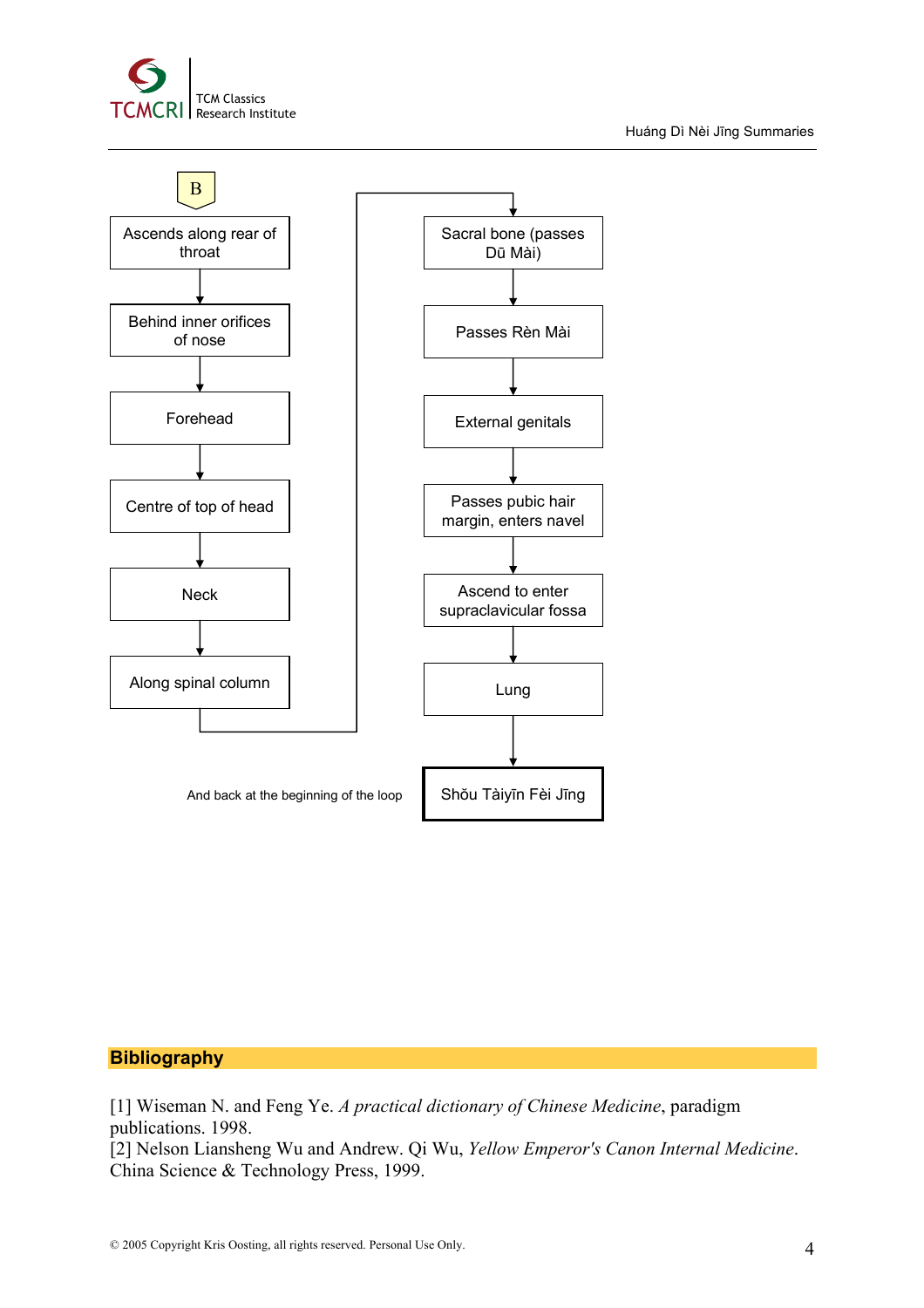B

Ascends along rear of throat

Behind inner orifices of nose

Forehead

Centre of top of head

Neck

Along spinal column

Sacral bone (passes Dū Mài)

Passes Rèn Mài

External genitals

Passes pubic hair margin, enters navel

Ascend to enter supraclavicular fossa

Lung

And back at the beginning of the loop

Shǒu Tàiyīn Fèi Jīng

## Bibliography

[1] Wiseman N. and Feng Ye. *A practical dictionary of Chinese Medicine*, paradigm publications. 1998.
[2] Nelson Liansheng Wu and Andrew. Qi Wu, *Yellow Emperor's Canon Internal Medicine*. China Science & Technology Press, 1999.

© 2005 Copyright Kris Oosting, all rights reserved. Personal Use Only.